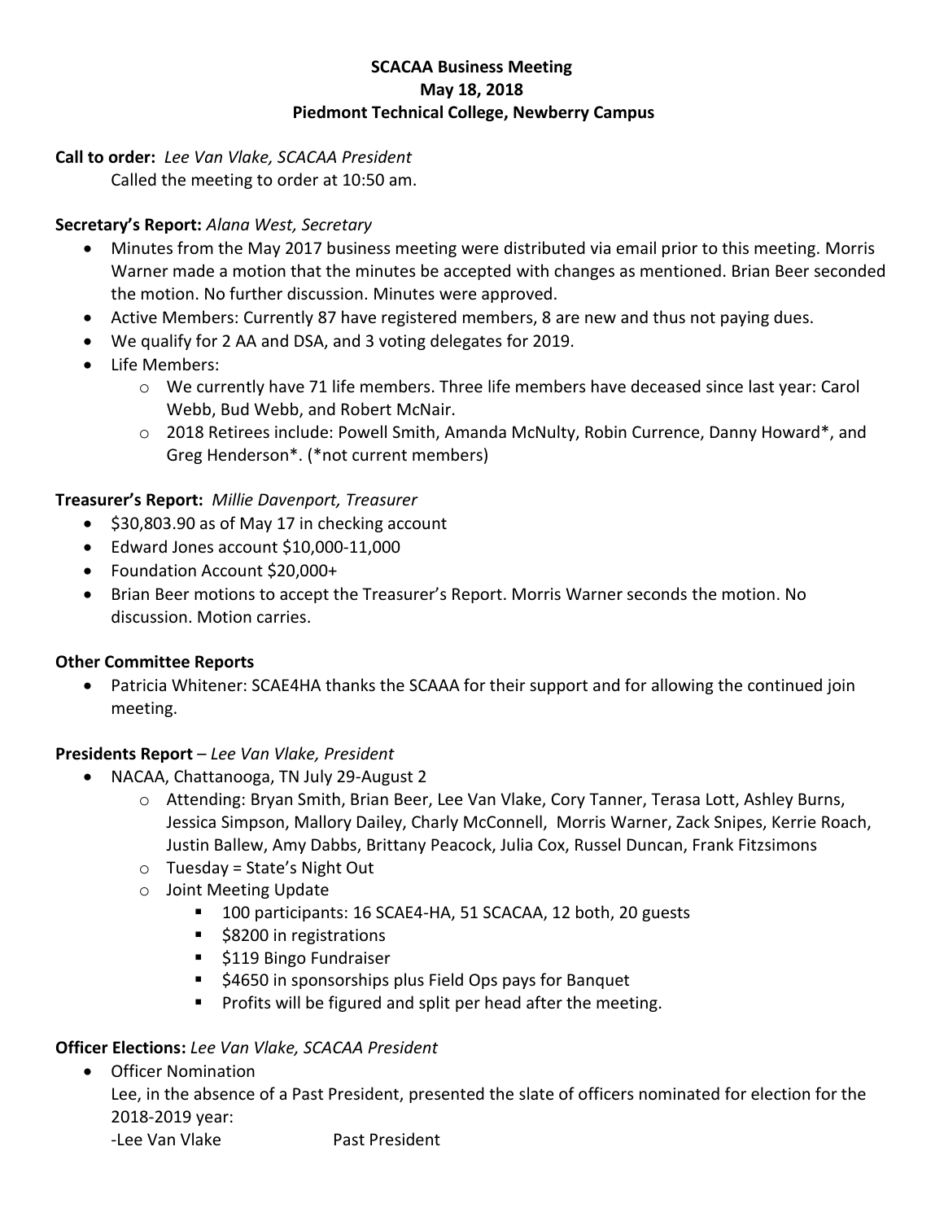**SCACAA Business Meeting**
**May 18, 2018**
**Piedmont Technical College, Newberry Campus**

**Call to order:** *Lee Van Vlake, SCACAA President*

Called the meeting to order at 10:50 am.

**Secretary's Report:** *Alana West, Secretary*

- Minutes from the May 2017 business meeting were distributed via email prior to this meeting. Morris Warner made a motion that the minutes be accepted with changes as mentioned. Brian Beer seconded the motion. No further discussion. Minutes were approved.
- Active Members: Currently 87 have registered members, 8 are new and thus not paying dues.
- We qualify for 2 AA and DSA, and 3 voting delegates for 2019.
- Life Members:
  - We currently have 71 life members. Three life members have deceased since last year: Carol Webb, Bud Webb, and Robert McNair.
  - 2018 Retirees include: Powell Smith, Amanda McNulty, Robin Currence, Danny Howard*, and Greg Henderson*. (*not current members)

**Treasurer's Report:** *Millie Davenport, Treasurer*

- $30,803.90 as of May 17 in checking account
- Edward Jones account $10,000-11,000
- Foundation Account $20,000+
- Brian Beer motions to accept the Treasurer's Report. Morris Warner seconds the motion. No discussion. Motion carries.

**Other Committee Reports**

- Patricia Whitener: SCAE4HA thanks the SCAAA for their support and for allowing the continued join meeting.

**Presidents Report** – *Lee Van Vlake, President*

- NACAA, Chattanooga, TN July 29-August 2
  - Attending: Bryan Smith, Brian Beer, Lee Van Vlake, Cory Tanner, Terasa Lott, Ashley Burns, Jessica Simpson, Mallory Dailey, Charly McConnell, Morris Warner, Zack Snipes, Kerrie Roach, Justin Ballew, Amy Dabbs, Brittany Peacock, Julia Cox, Russel Duncan, Frank Fitzsimons
  - Tuesday = State's Night Out
  - Joint Meeting Update
    - 100 participants: 16 SCAE4-HA, 51 SCACAA, 12 both, 20 guests
    - $8200 in registrations
    - $119 Bingo Fundraiser
    - $4650 in sponsorships plus Field Ops pays for Banquet
    - Profits will be figured and split per head after the meeting.

**Officer Elections:** *Lee Van Vlake, SCACAA President*

- Officer Nomination

  Lee, in the absence of a Past President, presented the slate of officers nominated for election for the 2018-2019 year:

  -Lee Van Vlake Past President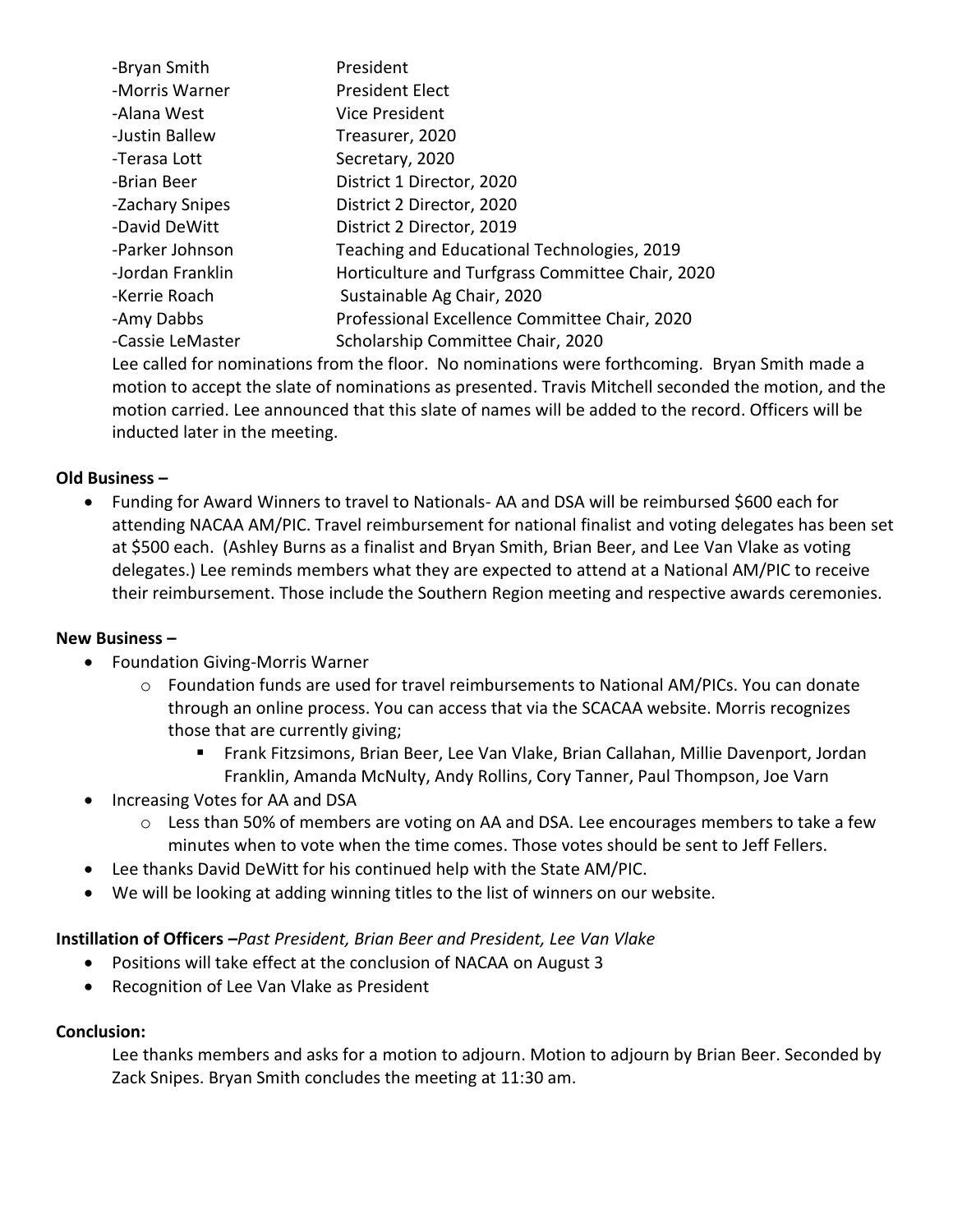| | |
|---|---|
| -Bryan Smith | President |
| -Morris Warner | President Elect |
| -Alana West | Vice President |
| -Justin Ballew | Treasurer, 2020 |
| -Terasa Lott | Secretary, 2020 |
| -Brian Beer | District 1 Director, 2020 |
| -Zachary Snipes | District 2 Director, 2020 |
| -David DeWitt | District 2 Director, 2019 |
| -Parker Johnson | Teaching and Educational Technologies, 2019 |
| -Jordan Franklin | Horticulture and Turfgrass Committee Chair, 2020 |
| -Kerrie Roach | Sustainable Ag Chair, 2020 |
| -Amy Dabbs | Professional Excellence Committee Chair, 2020 |
| -Cassie LeMaster | Scholarship Committee Chair, 2020 |

Lee called for nominations from the floor. No nominations were forthcoming. Bryan Smith made a motion to accept the slate of nominations as presented. Travis Mitchell seconded the motion, and the motion carried. Lee announced that this slate of names will be added to the record. Officers will be inducted later in the meeting.

**Old Business –**

- Funding for Award Winners to travel to Nationals- AA and DSA will be reimbursed $600 each for attending NACAA AM/PIC. Travel reimbursement for national finalist and voting delegates has been set at $500 each. (Ashley Burns as a finalist and Bryan Smith, Brian Beer, and Lee Van Vlake as voting delegates.) Lee reminds members what they are expected to attend at a National AM/PIC to receive their reimbursement. Those include the Southern Region meeting and respective awards ceremonies.

**New Business –**

- Foundation Giving-Morris Warner
  - Foundation funds are used for travel reimbursements to National AM/PICs. You can donate through an online process. You can access that via the SCACAA website. Morris recognizes those that are currently giving;
    - Frank Fitzsimons, Brian Beer, Lee Van Vlake, Brian Callahan, Millie Davenport, Jordan Franklin, Amanda McNulty, Andy Rollins, Cory Tanner, Paul Thompson, Joe Varn
- Increasing Votes for AA and DSA
  - Less than 50% of members are voting on AA and DSA. Lee encourages members to take a few minutes when to vote when the time comes. Those votes should be sent to Jeff Fellers.
- Lee thanks David DeWitt for his continued help with the State AM/PIC.
- We will be looking at adding winning titles to the list of winners on our website.

**Instillation of Officers –***Past President, Brian Beer and President, Lee Van Vlake*

- Positions will take effect at the conclusion of NACAA on August 3
- Recognition of Lee Van Vlake as President

**Conclusion:**

Lee thanks members and asks for a motion to adjourn. Motion to adjourn by Brian Beer. Seconded by Zack Snipes. Bryan Smith concludes the meeting at 11:30 am.